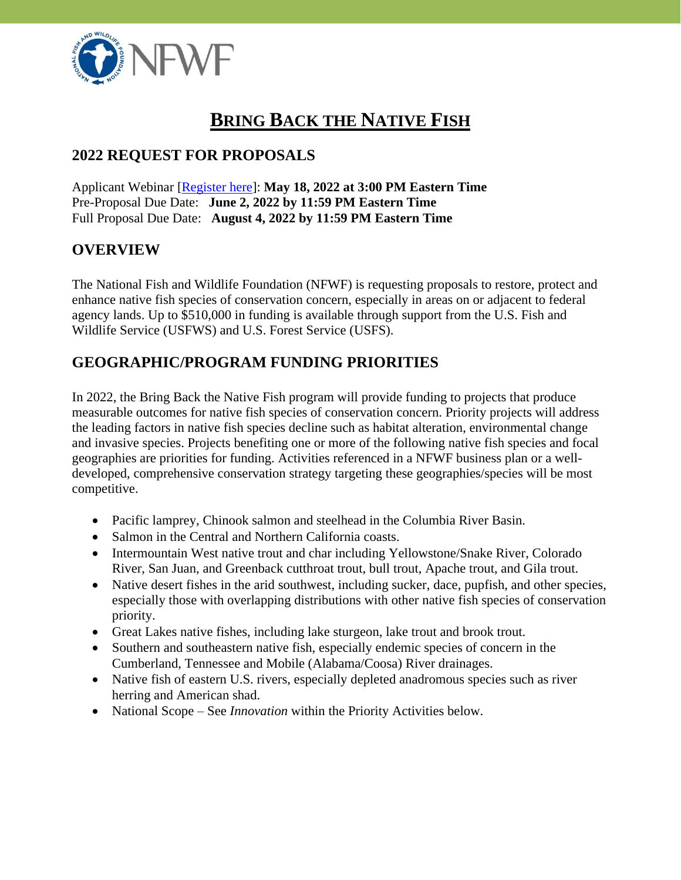# BRING BACK THE NATIVE FISH

## 2022 REQUEST FOR PROPOSALS

Applicant Webinar [Register here]: **May 18, 2022 at 3:00 PM Eastern Time**
Pre-Proposal Due Date: **June 2, 2022 by 11:59 PM Eastern Time**
Full Proposal Due Date: **August 4, 2022 by 11:59 PM Eastern Time**

## OVERVIEW

The National Fish and Wildlife Foundation (NFWF) is requesting proposals to restore, protect and enhance native fish species of conservation concern, especially in areas on or adjacent to federal agency lands. Up to $510,000 in funding is available through support from the U.S. Fish and Wildlife Service (USFWS) and U.S. Forest Service (USFS).

## GEOGRAPHIC/PROGRAM FUNDING PRIORITIES

In 2022, the Bring Back the Native Fish program will provide funding to projects that produce measurable outcomes for native fish species of conservation concern. Priority projects will address the leading factors in native fish species decline such as habitat alteration, environmental change and invasive species. Projects benefiting one or more of the following native fish species and focal geographies are priorities for funding. Activities referenced in a NFWF business plan or a well-developed, comprehensive conservation strategy targeting these geographies/species will be most competitive.

- Pacific lamprey, Chinook salmon and steelhead in the Columbia River Basin.
- Salmon in the Central and Northern California coasts.
- Intermountain West native trout and char including Yellowstone/Snake River, Colorado River, San Juan, and Greenback cutthroat trout, bull trout, Apache trout, and Gila trout.
- Native desert fishes in the arid southwest, including sucker, dace, pupfish, and other species, especially those with overlapping distributions with other native fish species of conservation priority.
- Great Lakes native fishes, including lake sturgeon, lake trout and brook trout.
- Southern and southeastern native fish, especially endemic species of concern in the Cumberland, Tennessee and Mobile (Alabama/Coosa) River drainages.
- Native fish of eastern U.S. rivers, especially depleted anadromous species such as river herring and American shad.
- National Scope – See *Innovation* within the Priority Activities below.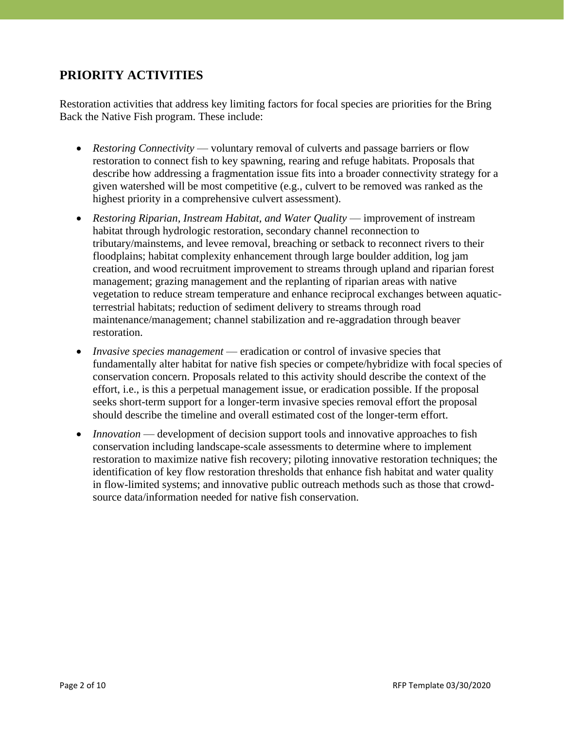## PRIORITY ACTIVITIES

Restoration activities that address key limiting factors for focal species are priorities for the Bring Back the Native Fish program. These include:

- *Restoring Connectivity* — voluntary removal of culverts and passage barriers or flow restoration to connect fish to key spawning, rearing and refuge habitats. Proposals that describe how addressing a fragmentation issue fits into a broader connectivity strategy for a given watershed will be most competitive (e.g., culvert to be removed was ranked as the highest priority in a comprehensive culvert assessment).
- *Restoring Riparian, Instream Habitat, and Water Quality* — improvement of instream habitat through hydrologic restoration, secondary channel reconnection to tributary/mainstems, and levee removal, breaching or setback to reconnect rivers to their floodplains; habitat complexity enhancement through large boulder addition, log jam creation, and wood recruitment improvement to streams through upland and riparian forest management; grazing management and the replanting of riparian areas with native vegetation to reduce stream temperature and enhance reciprocal exchanges between aquatic-terrestrial habitats; reduction of sediment delivery to streams through road maintenance/management; channel stabilization and re-aggradation through beaver restoration.
- *Invasive species management* — eradication or control of invasive species that fundamentally alter habitat for native fish species or compete/hybridize with focal species of conservation concern. Proposals related to this activity should describe the context of the effort, i.e., is this a perpetual management issue, or eradication possible. If the proposal seeks short-term support for a longer-term invasive species removal effort the proposal should describe the timeline and overall estimated cost of the longer-term effort.
- *Innovation* — development of decision support tools and innovative approaches to fish conservation including landscape-scale assessments to determine where to implement restoration to maximize native fish recovery; piloting innovative restoration techniques; the identification of key flow restoration thresholds that enhance fish habitat and water quality in flow-limited systems; and innovative public outreach methods such as those that crowd-source data/information needed for native fish conservation.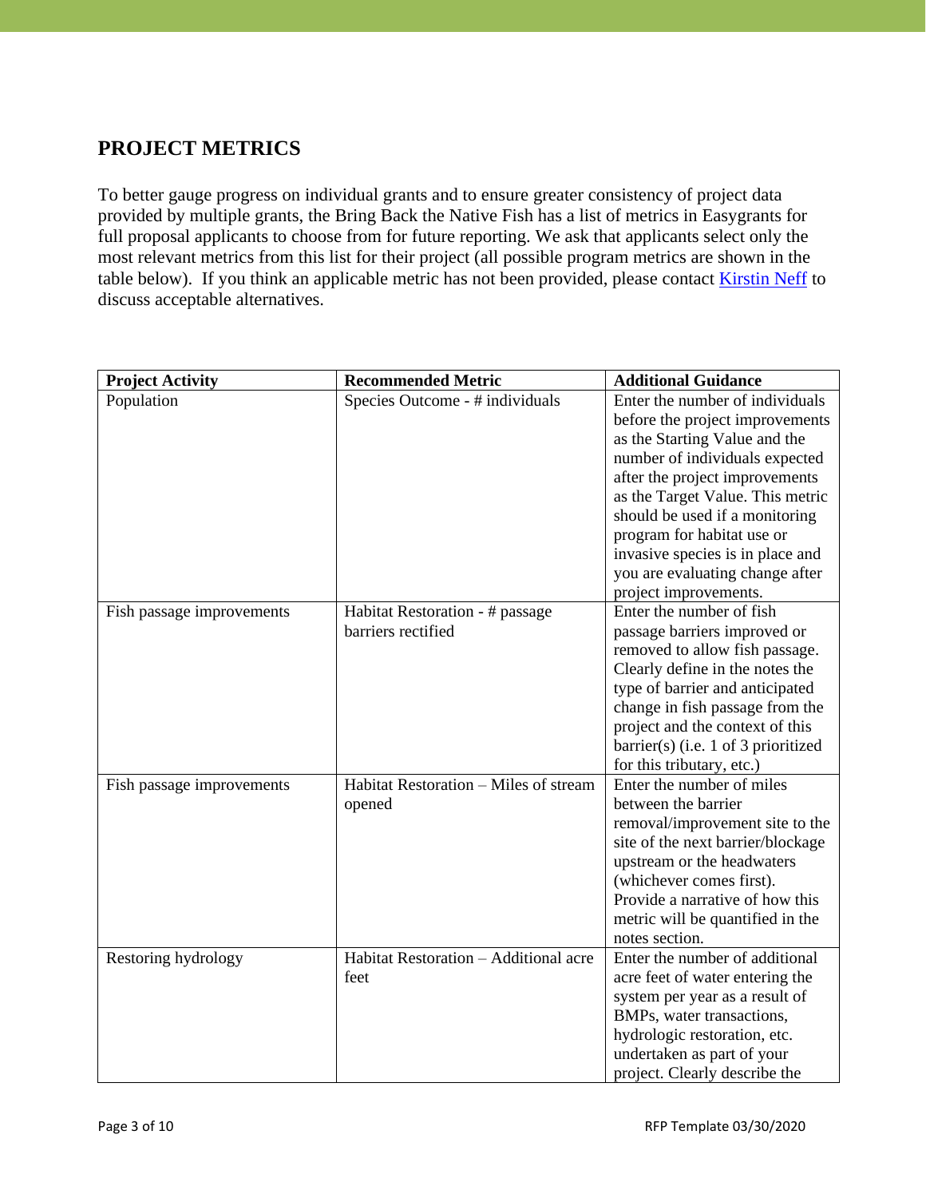## PROJECT METRICS

To better gauge progress on individual grants and to ensure greater consistency of project data provided by multiple grants, the Bring Back the Native Fish has a list of metrics in Easygrants for full proposal applicants to choose from for future reporting. We ask that applicants select only the most relevant metrics from this list for their project (all possible program metrics are shown in the table below). If you think an applicable metric has not been provided, please contact Kirstin Neff to discuss acceptable alternatives.

| Project Activity | Recommended Metric | Additional Guidance |
|---|---|---|
| Population | Species Outcome - # individuals | Enter the number of individuals before the project improvements as the Starting Value and the number of individuals expected after the project improvements as the Target Value. This metric should be used if a monitoring program for habitat use or invasive species is in place and you are evaluating change after project improvements. |
| Fish passage improvements | Habitat Restoration - # passage barriers rectified | Enter the number of fish passage barriers improved or removed to allow fish passage. Clearly define in the notes the type of barrier and anticipated change in fish passage from the project and the context of this barrier(s) (i.e. 1 of 3 prioritized for this tributary, etc.) |
| Fish passage improvements | Habitat Restoration – Miles of stream opened | Enter the number of miles between the barrier removal/improvement site to the site of the next barrier/blockage upstream or the headwaters (whichever comes first). Provide a narrative of how this metric will be quantified in the notes section. |
| Restoring hydrology | Habitat Restoration – Additional acre feet | Enter the number of additional acre feet of water entering the system per year as a result of BMPs, water transactions, hydrologic restoration, etc. undertaken as part of your project. Clearly describe the |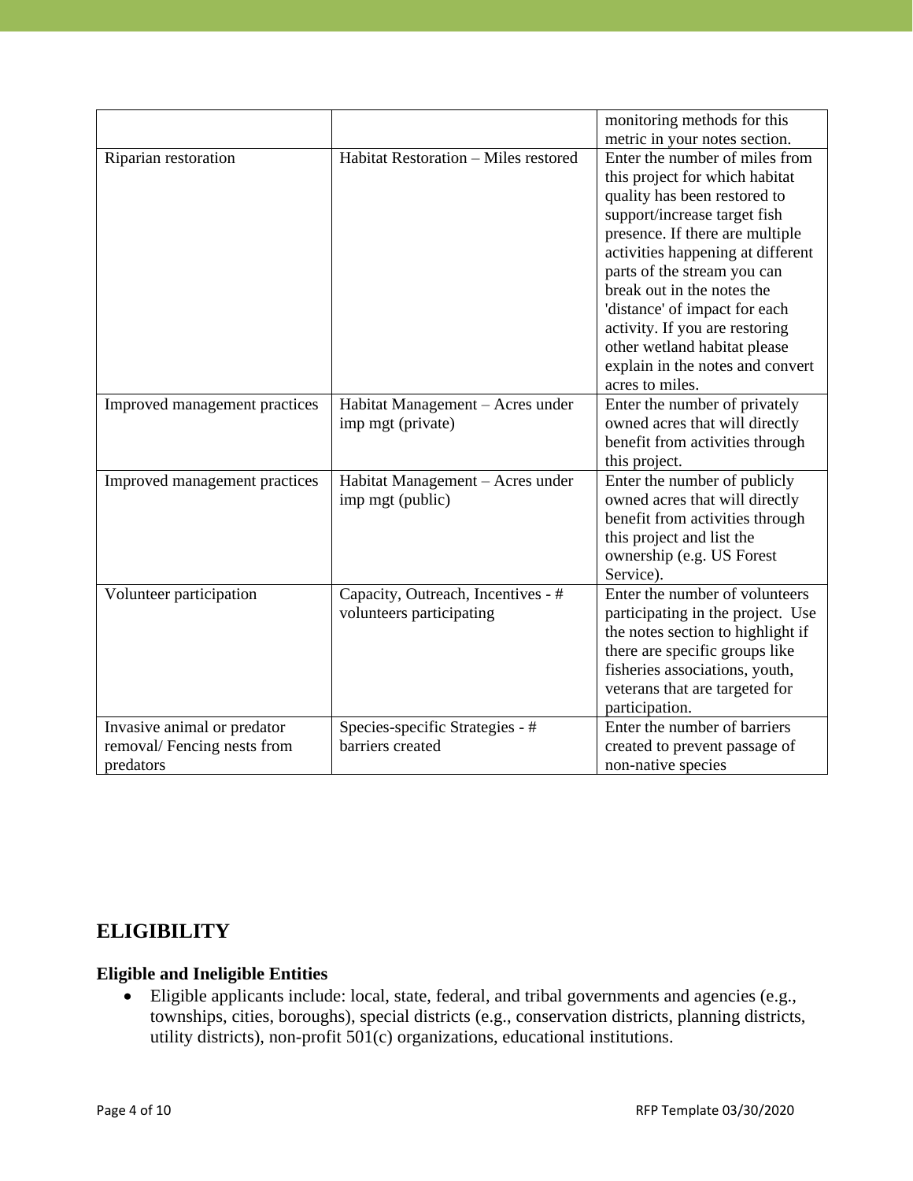| | | |
|---|---|---|
| | | monitoring methods for this metric in your notes section. |
| Riparian restoration | Habitat Restoration – Miles restored | Enter the number of miles from this project for which habitat quality has been restored to support/increase target fish presence. If there are multiple activities happening at different parts of the stream you can break out in the notes the 'distance' of impact for each activity. If you are restoring other wetland habitat please explain in the notes and convert acres to miles. |
| Improved management practices | Habitat Management – Acres under imp mgt (private) | Enter the number of privately owned acres that will directly benefit from activities through this project. |
| Improved management practices | Habitat Management – Acres under imp mgt (public) | Enter the number of publicly owned acres that will directly benefit from activities through this project and list the ownership (e.g. US Forest Service). |
| Volunteer participation | Capacity, Outreach, Incentives - # volunteers participating | Enter the number of volunteers participating in the project. Use the notes section to highlight if there are specific groups like fisheries associations, youth, veterans that are targeted for participation. |
| Invasive animal or predator removal/ Fencing nests from predators | Species-specific Strategies - # barriers created | Enter the number of barriers created to prevent passage of non-native species |

## ELIGIBILITY

### Eligible and Ineligible Entities

- Eligible applicants include: local, state, federal, and tribal governments and agencies (e.g., townships, cities, boroughs), special districts (e.g., conservation districts, planning districts, utility districts), non-profit 501(c) organizations, educational institutions.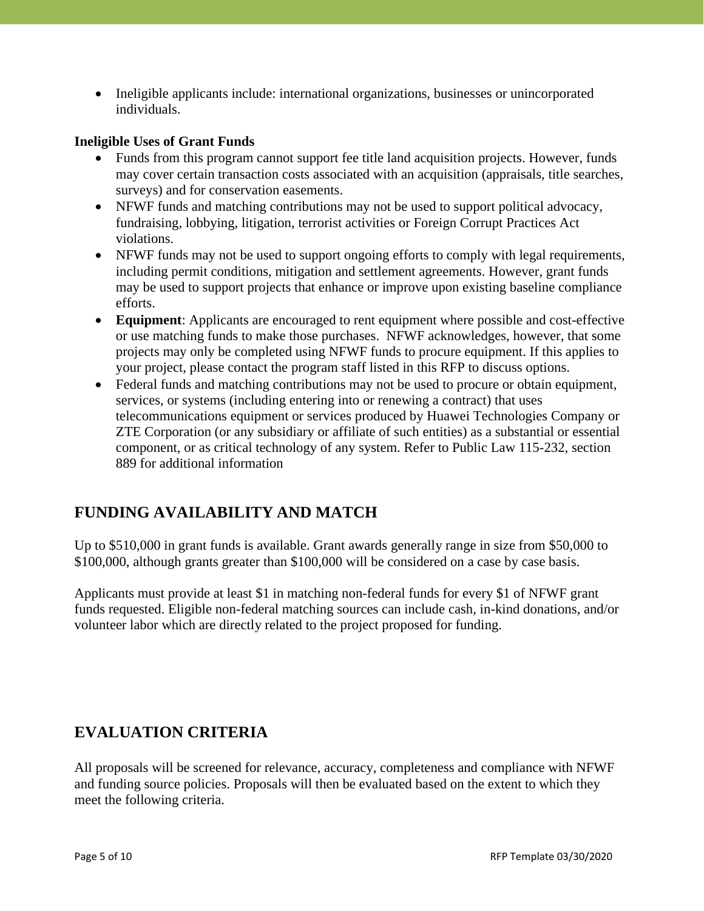- Ineligible applicants include: international organizations, businesses or unincorporated individuals.

**Ineligible Uses of Grant Funds**

- Funds from this program cannot support fee title land acquisition projects. However, funds may cover certain transaction costs associated with an acquisition (appraisals, title searches, surveys) and for conservation easements.
- NFWF funds and matching contributions may not be used to support political advocacy, fundraising, lobbying, litigation, terrorist activities or Foreign Corrupt Practices Act violations.
- NFWF funds may not be used to support ongoing efforts to comply with legal requirements, including permit conditions, mitigation and settlement agreements. However, grant funds may be used to support projects that enhance or improve upon existing baseline compliance efforts.
- **Equipment**: Applicants are encouraged to rent equipment where possible and cost-effective or use matching funds to make those purchases. NFWF acknowledges, however, that some projects may only be completed using NFWF funds to procure equipment. If this applies to your project, please contact the program staff listed in this RFP to discuss options.
- Federal funds and matching contributions may not be used to procure or obtain equipment, services, or systems (including entering into or renewing a contract) that uses telecommunications equipment or services produced by Huawei Technologies Company or ZTE Corporation (or any subsidiary or affiliate of such entities) as a substantial or essential component, or as critical technology of any system. Refer to Public Law 115-232, section 889 for additional information

## FUNDING AVAILABILITY AND MATCH

Up to $510,000 in grant funds is available. Grant awards generally range in size from $50,000 to $100,000, although grants greater than $100,000 will be considered on a case by case basis.

Applicants must provide at least $1 in matching non-federal funds for every $1 of NFWF grant funds requested. Eligible non-federal matching sources can include cash, in-kind donations, and/or volunteer labor which are directly related to the project proposed for funding.

## EVALUATION CRITERIA

All proposals will be screened for relevance, accuracy, completeness and compliance with NFWF and funding source policies. Proposals will then be evaluated based on the extent to which they meet the following criteria.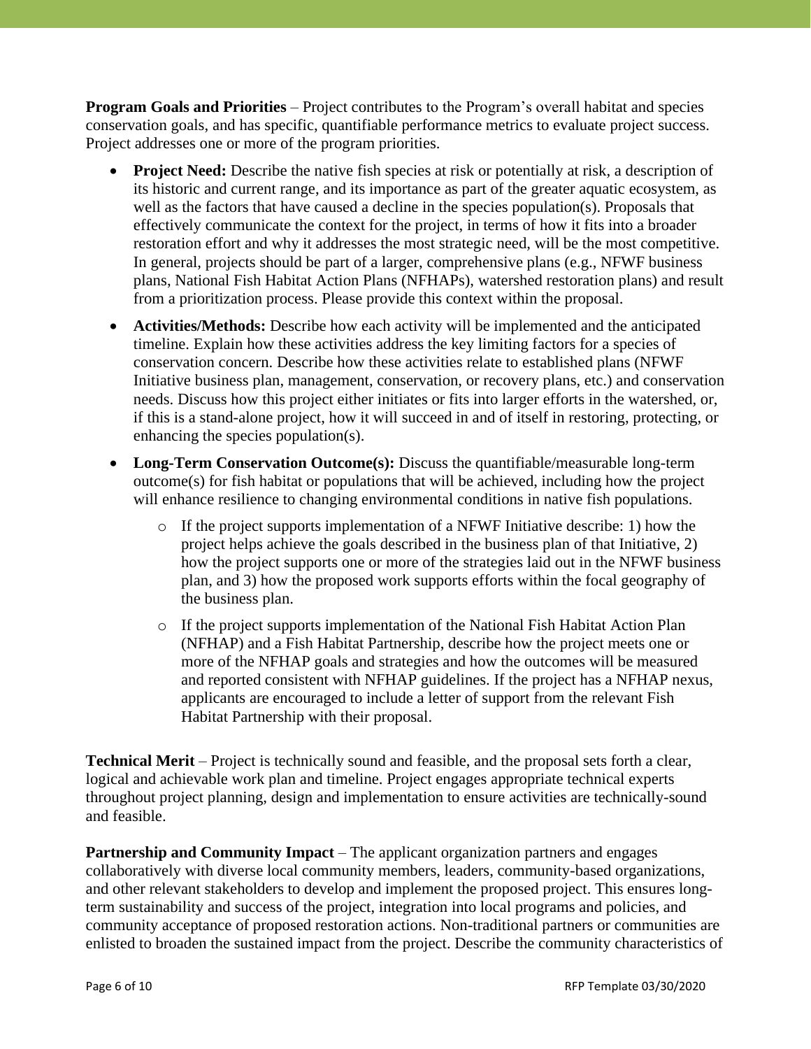**Program Goals and Priorities** – Project contributes to the Program's overall habitat and species conservation goals, and has specific, quantifiable performance metrics to evaluate project success. Project addresses one or more of the program priorities.

- **Project Need:** Describe the native fish species at risk or potentially at risk, a description of its historic and current range, and its importance as part of the greater aquatic ecosystem, as well as the factors that have caused a decline in the species population(s). Proposals that effectively communicate the context for the project, in terms of how it fits into a broader restoration effort and why it addresses the most strategic need, will be the most competitive. In general, projects should be part of a larger, comprehensive plans (e.g., NFWF business plans, National Fish Habitat Action Plans (NFHAPs), watershed restoration plans) and result from a prioritization process. Please provide this context within the proposal.
- **Activities/Methods:** Describe how each activity will be implemented and the anticipated timeline. Explain how these activities address the key limiting factors for a species of conservation concern. Describe how these activities relate to established plans (NFWF Initiative business plan, management, conservation, or recovery plans, etc.) and conservation needs. Discuss how this project either initiates or fits into larger efforts in the watershed, or, if this is a stand-alone project, how it will succeed in and of itself in restoring, protecting, or enhancing the species population(s).
- **Long-Term Conservation Outcome(s):** Discuss the quantifiable/measurable long-term outcome(s) for fish habitat or populations that will be achieved, including how the project will enhance resilience to changing environmental conditions in native fish populations.
  - If the project supports implementation of a NFWF Initiative describe: 1) how the project helps achieve the goals described in the business plan of that Initiative, 2) how the project supports one or more of the strategies laid out in the NFWF business plan, and 3) how the proposed work supports efforts within the focal geography of the business plan.
  - If the project supports implementation of the National Fish Habitat Action Plan (NFHAP) and a Fish Habitat Partnership, describe how the project meets one or more of the NFHAP goals and strategies and how the outcomes will be measured and reported consistent with NFHAP guidelines. If the project has a NFHAP nexus, applicants are encouraged to include a letter of support from the relevant Fish Habitat Partnership with their proposal.

**Technical Merit** – Project is technically sound and feasible, and the proposal sets forth a clear, logical and achievable work plan and timeline. Project engages appropriate technical experts throughout project planning, design and implementation to ensure activities are technically-sound and feasible.

**Partnership and Community Impact** – The applicant organization partners and engages collaboratively with diverse local community members, leaders, community-based organizations, and other relevant stakeholders to develop and implement the proposed project. This ensures long-term sustainability and success of the project, integration into local programs and policies, and community acceptance of proposed restoration actions. Non-traditional partners or communities are enlisted to broaden the sustained impact from the project. Describe the community characteristics of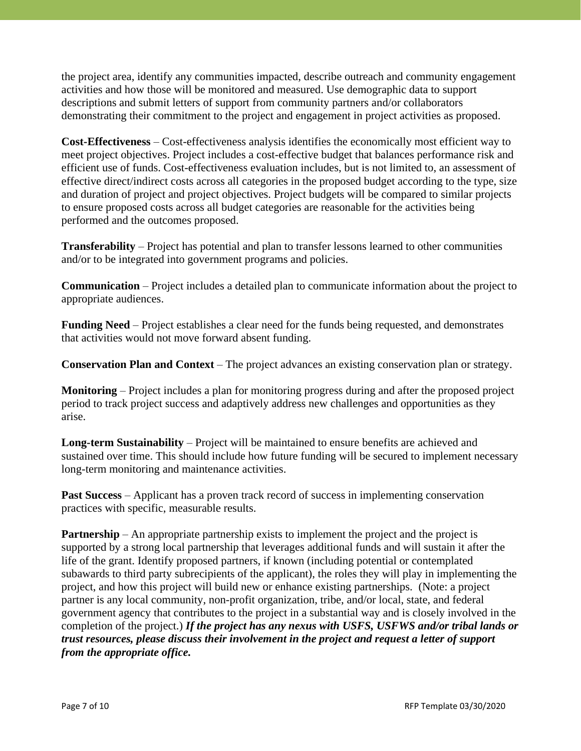the project area, identify any communities impacted, describe outreach and community engagement activities and how those will be monitored and measured. Use demographic data to support descriptions and submit letters of support from community partners and/or collaborators demonstrating their commitment to the project and engagement in project activities as proposed.

**Cost-Effectiveness** – Cost-effectiveness analysis identifies the economically most efficient way to meet project objectives. Project includes a cost-effective budget that balances performance risk and efficient use of funds. Cost-effectiveness evaluation includes, but is not limited to, an assessment of effective direct/indirect costs across all categories in the proposed budget according to the type, size and duration of project and project objectives. Project budgets will be compared to similar projects to ensure proposed costs across all budget categories are reasonable for the activities being performed and the outcomes proposed.

**Transferability** – Project has potential and plan to transfer lessons learned to other communities and/or to be integrated into government programs and policies.

**Communication** – Project includes a detailed plan to communicate information about the project to appropriate audiences.

**Funding Need** – Project establishes a clear need for the funds being requested, and demonstrates that activities would not move forward absent funding.

**Conservation Plan and Context** – The project advances an existing conservation plan or strategy.

**Monitoring** – Project includes a plan for monitoring progress during and after the proposed project period to track project success and adaptively address new challenges and opportunities as they arise.

**Long-term Sustainability** – Project will be maintained to ensure benefits are achieved and sustained over time. This should include how future funding will be secured to implement necessary long-term monitoring and maintenance activities.

**Past Success** – Applicant has a proven track record of success in implementing conservation practices with specific, measurable results.

**Partnership** – An appropriate partnership exists to implement the project and the project is supported by a strong local partnership that leverages additional funds and will sustain it after the life of the grant. Identify proposed partners, if known (including potential or contemplated subawards to third party subrecipients of the applicant), the roles they will play in implementing the project, and how this project will build new or enhance existing partnerships. (Note: a project partner is any local community, non-profit organization, tribe, and/or local, state, and federal government agency that contributes to the project in a substantial way and is closely involved in the completion of the project.) ***If the project has any nexus with USFS, USFWS and/or tribal lands or trust resources, please discuss their involvement in the project and request a letter of support from the appropriate office.***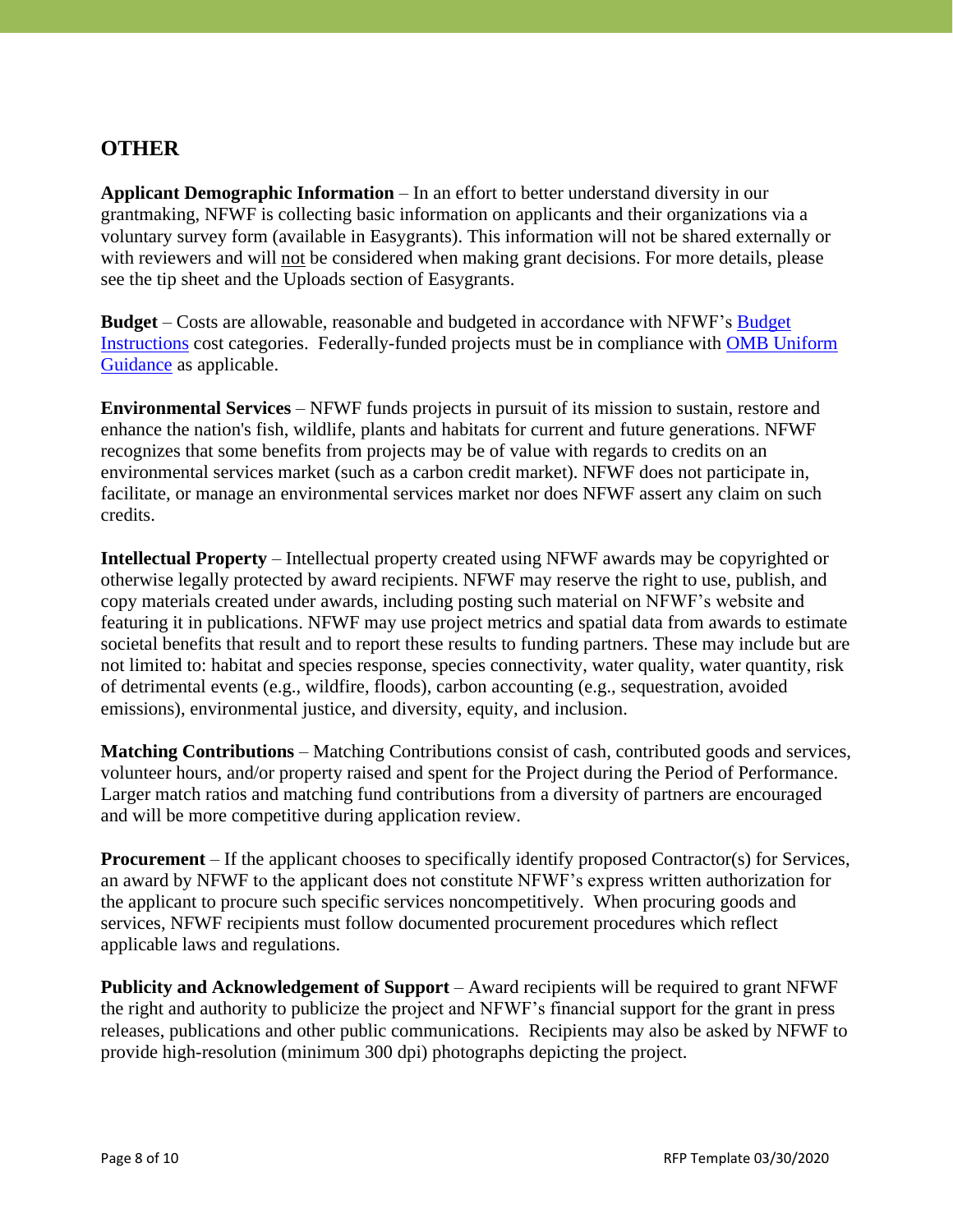## OTHER

**Applicant Demographic Information** – In an effort to better understand diversity in our grantmaking, NFWF is collecting basic information on applicants and their organizations via a voluntary survey form (available in Easygrants). This information will not be shared externally or with reviewers and will not be considered when making grant decisions. For more details, please see the tip sheet and the Uploads section of Easygrants.

**Budget** – Costs are allowable, reasonable and budgeted in accordance with NFWF's Budget Instructions cost categories. Federally-funded projects must be in compliance with OMB Uniform Guidance as applicable.

**Environmental Services** – NFWF funds projects in pursuit of its mission to sustain, restore and enhance the nation's fish, wildlife, plants and habitats for current and future generations. NFWF recognizes that some benefits from projects may be of value with regards to credits on an environmental services market (such as a carbon credit market). NFWF does not participate in, facilitate, or manage an environmental services market nor does NFWF assert any claim on such credits.

**Intellectual Property** – Intellectual property created using NFWF awards may be copyrighted or otherwise legally protected by award recipients. NFWF may reserve the right to use, publish, and copy materials created under awards, including posting such material on NFWF's website and featuring it in publications. NFWF may use project metrics and spatial data from awards to estimate societal benefits that result and to report these results to funding partners. These may include but are not limited to: habitat and species response, species connectivity, water quality, water quantity, risk of detrimental events (e.g., wildfire, floods), carbon accounting (e.g., sequestration, avoided emissions), environmental justice, and diversity, equity, and inclusion.

**Matching Contributions** – Matching Contributions consist of cash, contributed goods and services, volunteer hours, and/or property raised and spent for the Project during the Period of Performance. Larger match ratios and matching fund contributions from a diversity of partners are encouraged and will be more competitive during application review.

**Procurement** – If the applicant chooses to specifically identify proposed Contractor(s) for Services, an award by NFWF to the applicant does not constitute NFWF's express written authorization for the applicant to procure such specific services noncompetitively. When procuring goods and services, NFWF recipients must follow documented procurement procedures which reflect applicable laws and regulations.

**Publicity and Acknowledgement of Support** – Award recipients will be required to grant NFWF the right and authority to publicize the project and NFWF's financial support for the grant in press releases, publications and other public communications. Recipients may also be asked by NFWF to provide high-resolution (minimum 300 dpi) photographs depicting the project.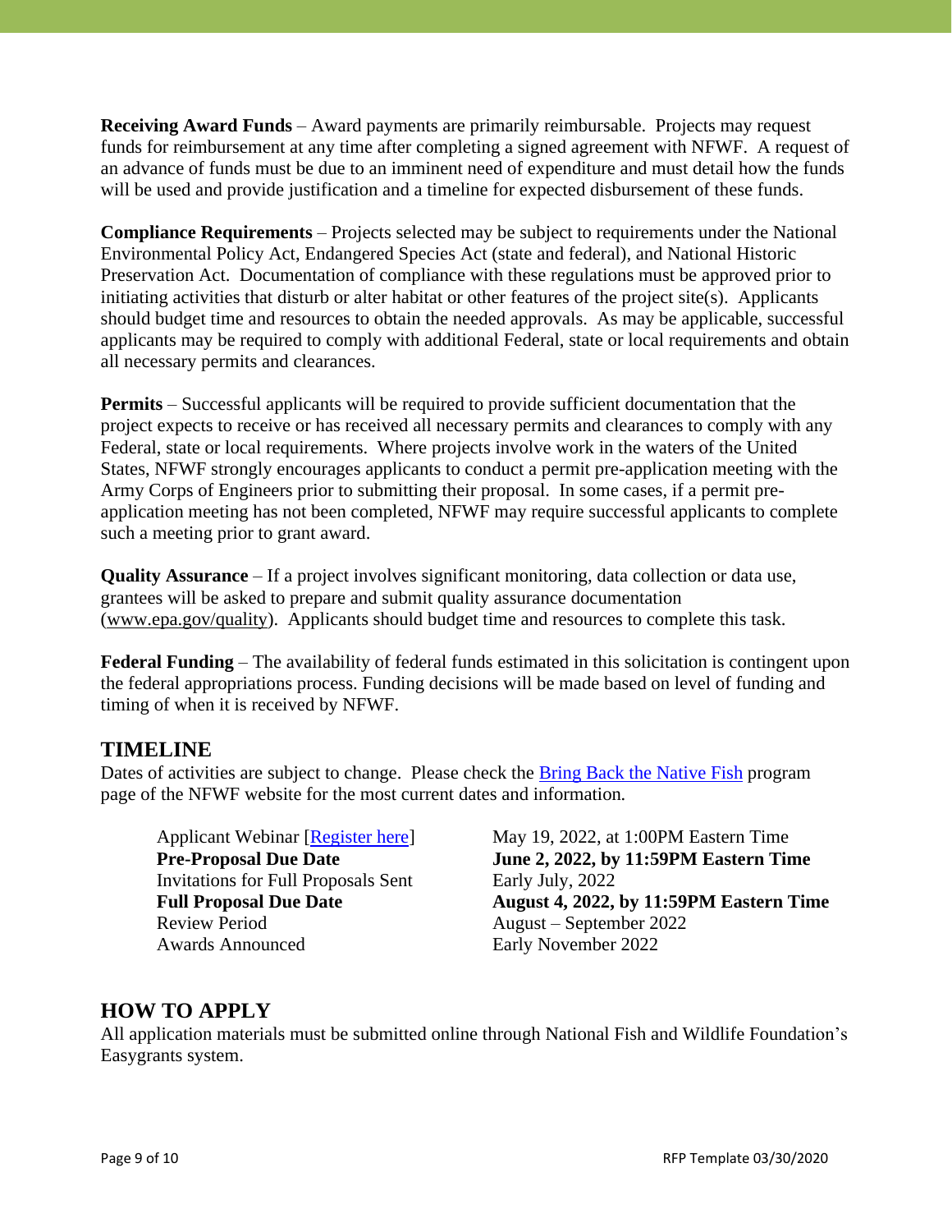**Receiving Award Funds** – Award payments are primarily reimbursable. Projects may request funds for reimbursement at any time after completing a signed agreement with NFWF. A request of an advance of funds must be due to an imminent need of expenditure and must detail how the funds will be used and provide justification and a timeline for expected disbursement of these funds.

**Compliance Requirements** – Projects selected may be subject to requirements under the National Environmental Policy Act, Endangered Species Act (state and federal), and National Historic Preservation Act. Documentation of compliance with these regulations must be approved prior to initiating activities that disturb or alter habitat or other features of the project site(s). Applicants should budget time and resources to obtain the needed approvals. As may be applicable, successful applicants may be required to comply with additional Federal, state or local requirements and obtain all necessary permits and clearances.

**Permits** – Successful applicants will be required to provide sufficient documentation that the project expects to receive or has received all necessary permits and clearances to comply with any Federal, state or local requirements. Where projects involve work in the waters of the United States, NFWF strongly encourages applicants to conduct a permit pre-application meeting with the Army Corps of Engineers prior to submitting their proposal. In some cases, if a permit pre-application meeting has not been completed, NFWF may require successful applicants to complete such a meeting prior to grant award.

**Quality Assurance** – If a project involves significant monitoring, data collection or data use, grantees will be asked to prepare and submit quality assurance documentation (www.epa.gov/quality). Applicants should budget time and resources to complete this task.

**Federal Funding** – The availability of federal funds estimated in this solicitation is contingent upon the federal appropriations process. Funding decisions will be made based on level of funding and timing of when it is received by NFWF.

## TIMELINE

Dates of activities are subject to change. Please check the Bring Back the Native Fish program page of the NFWF website for the most current dates and information.

| | |
|---|---|
| Applicant Webinar [Register here] | May 19, 2022, at 1:00PM Eastern Time |
| **Pre-Proposal Due Date** | **June 2, 2022, by 11:59PM Eastern Time** |
| Invitations for Full Proposals Sent | Early July, 2022 |
| **Full Proposal Due Date** | **August 4, 2022, by 11:59PM Eastern Time** |
| Review Period | August – September 2022 |
| Awards Announced | Early November 2022 |

## HOW TO APPLY

All application materials must be submitted online through National Fish and Wildlife Foundation's Easygrants system.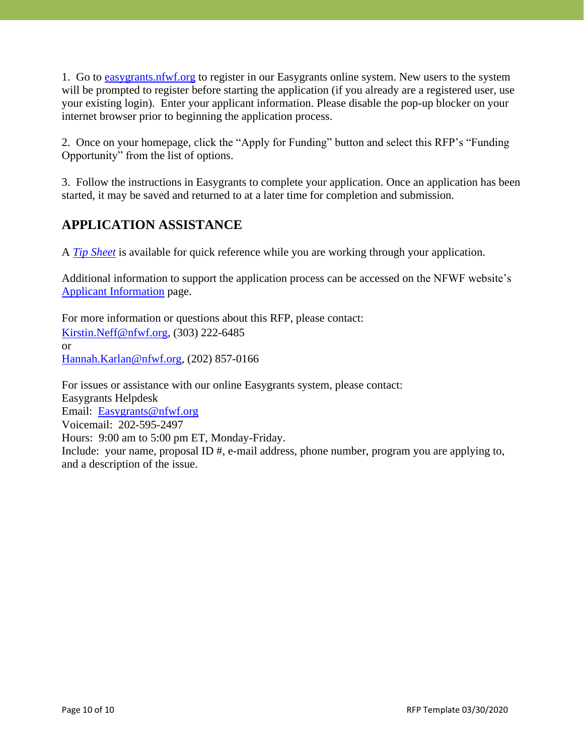1. Go to [easygrants.nfwf.org](easygrants.nfwf.org) to register in our Easygrants online system. New users to the system will be prompted to register before starting the application (if you already are a registered user, use your existing login). Enter your applicant information. Please disable the pop-up blocker on your internet browser prior to beginning the application process.

2. Once on your homepage, click the "Apply for Funding" button and select this RFP's "Funding Opportunity" from the list of options.

3. Follow the instructions in Easygrants to complete your application. Once an application has been started, it may be saved and returned to at a later time for completion and submission.

## APPLICATION ASSISTANCE

A *Tip Sheet* is available for quick reference while you are working through your application.

Additional information to support the application process can be accessed on the NFWF website's Applicant Information page.

For more information or questions about this RFP, please contact:
Kirstin.Neff@nfwf.org, (303) 222-6485
or
Hannah.Karlan@nfwf.org, (202) 857-0166

For issues or assistance with our online Easygrants system, please contact:
Easygrants Helpdesk
Email: Easygrants@nfwf.org
Voicemail: 202-595-2497
Hours: 9:00 am to 5:00 pm ET, Monday-Friday.
Include: your name, proposal ID #, e-mail address, phone number, program you are applying to, and a description of the issue.